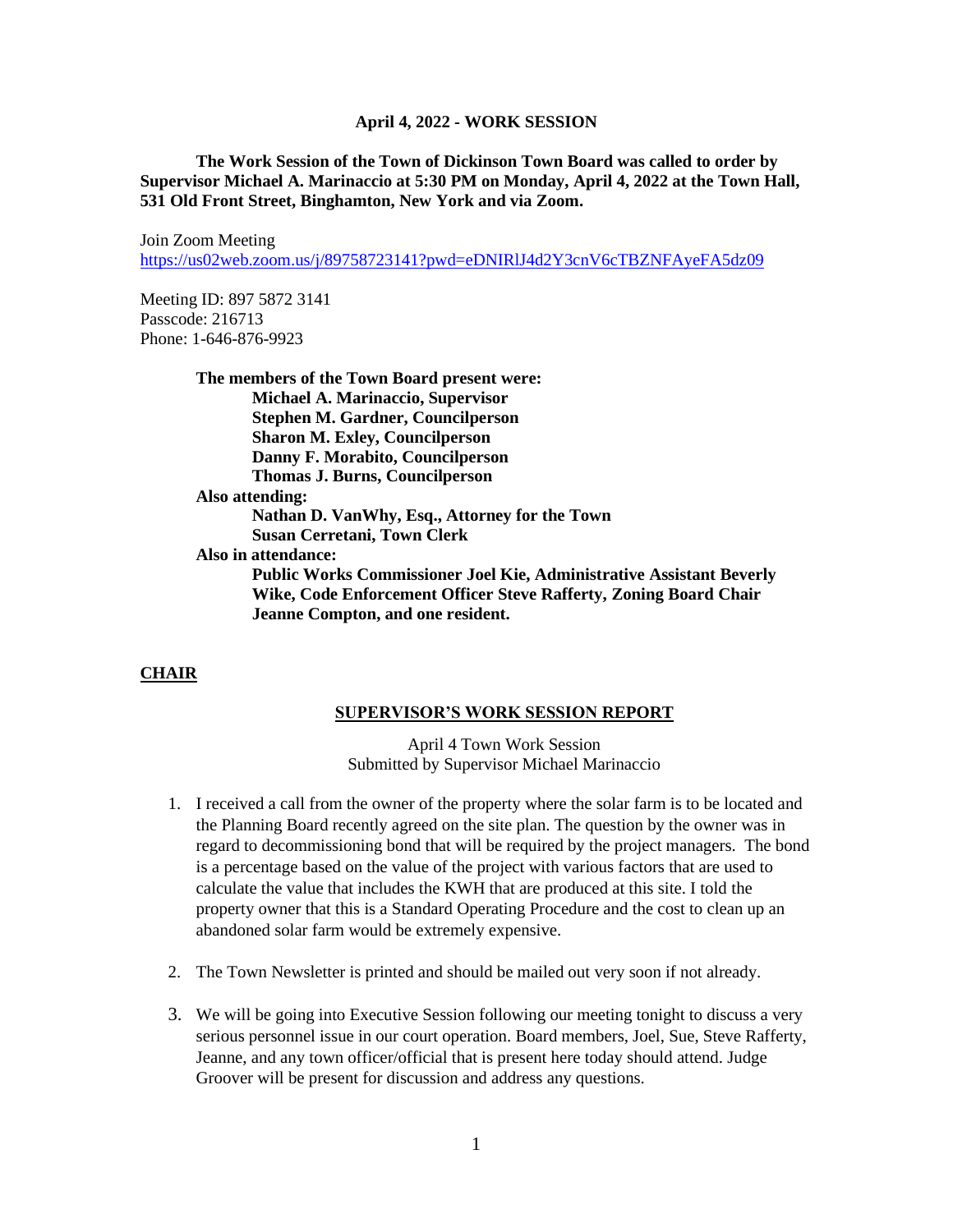**April 4, 2022 - WORK SESSION**

**The Work Session of the Town of Dickinson Town Board was called to order by Supervisor Michael A. Marinaccio at 5:30 PM on Monday, April 4, 2022 at the Town Hall, 531 Old Front Street, Binghamton, New York and via Zoom.**

Join Zoom Meeting
https://us02web.zoom.us/j/89758723141?pwd=eDNIRlJ4d2Y3cnV6cTBZNFAyeFA5dz09

Meeting ID: 897 5872 3141
Passcode: 216713
Phone: 1-646-876-9923

**The members of the Town Board present were:**
**Michael A. Marinaccio, Supervisor**
**Stephen M. Gardner, Councilperson**
**Sharon M. Exley, Councilperson**
**Danny F. Morabito, Councilperson**
**Thomas J. Burns, Councilperson**

**Also attending:**
**Nathan D. VanWhy, Esq., Attorney for the Town**
**Susan Cerretani, Town Clerk**

**Also in attendance:**
**Public Works Commissioner Joel Kie, Administrative Assistant Beverly Wike, Code Enforcement Officer Steve Rafferty, Zoning Board Chair Jeanne Compton, and one resident.**

## CHAIR

### SUPERVISOR'S WORK SESSION REPORT

April 4 Town Work Session
Submitted by Supervisor Michael Marinaccio

1. I received a call from the owner of the property where the solar farm is to be located and the Planning Board recently agreed on the site plan. The question by the owner was in regard to decommissioning bond that will be required by the project managers. The bond is a percentage based on the value of the project with various factors that are used to calculate the value that includes the KWH that are produced at this site. I told the property owner that this is a Standard Operating Procedure and the cost to clean up an abandoned solar farm would be extremely expensive.

2. The Town Newsletter is printed and should be mailed out very soon if not already.

3. We will be going into Executive Session following our meeting tonight to discuss a very serious personnel issue in our court operation. Board members, Joel, Sue, Steve Rafferty, Jeanne, and any town officer/official that is present here today should attend. Judge Groover will be present for discussion and address any questions.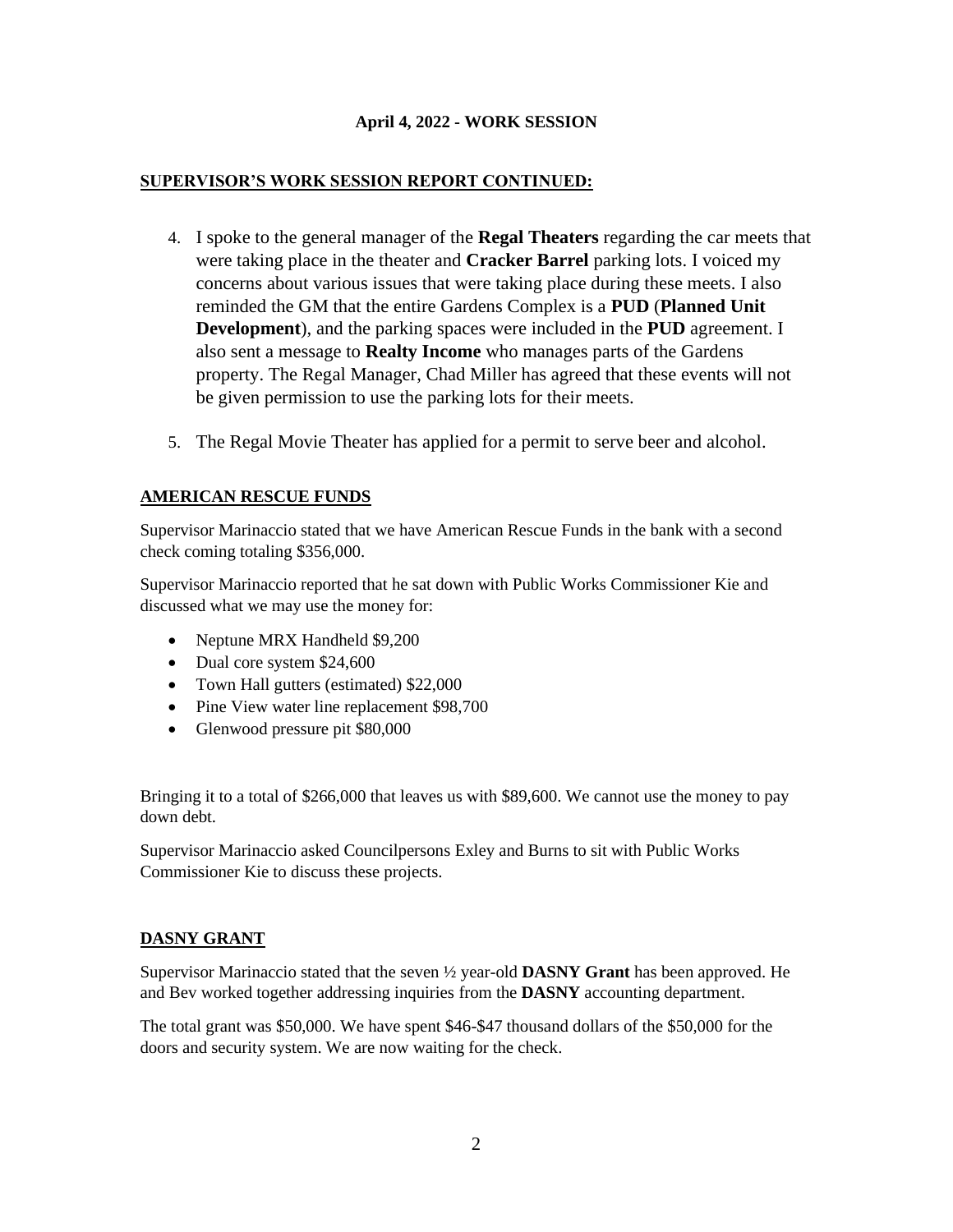**April 4, 2022 - WORK SESSION**

**SUPERVISOR'S WORK SESSION REPORT CONTINUED:**

4. I spoke to the general manager of the **Regal Theaters** regarding the car meets that were taking place in the theater and **Cracker Barrel** parking lots. I voiced my concerns about various issues that were taking place during these meets. I also reminded the GM that the entire Gardens Complex is a **PUD** (**Planned Unit Development**), and the parking spaces were included in the **PUD** agreement. I also sent a message to **Realty Income** who manages parts of the Gardens property. The Regal Manager, Chad Miller has agreed that these events will not be given permission to use the parking lots for their meets.

5. The Regal Movie Theater has applied for a permit to serve beer and alcohol.

**AMERICAN RESCUE FUNDS**

Supervisor Marinaccio stated that we have American Rescue Funds in the bank with a second check coming totaling $356,000.

Supervisor Marinaccio reported that he sat down with Public Works Commissioner Kie and discussed what we may use the money for:

- Neptune MRX Handheld $9,200
- Dual core system $24,600
- Town Hall gutters (estimated) $22,000
- Pine View water line replacement $98,700
- Glenwood pressure pit $80,000

Bringing it to a total of $266,000 that leaves us with $89,600. We cannot use the money to pay down debt.

Supervisor Marinaccio asked Councilpersons Exley and Burns to sit with Public Works Commissioner Kie to discuss these projects.

**DASNY GRANT**

Supervisor Marinaccio stated that the seven ½ year-old **DASNY Grant** has been approved. He and Bev worked together addressing inquiries from the **DASNY** accounting department.

The total grant was $50,000. We have spent $46-$47 thousand dollars of the $50,000 for the doors and security system. We are now waiting for the check.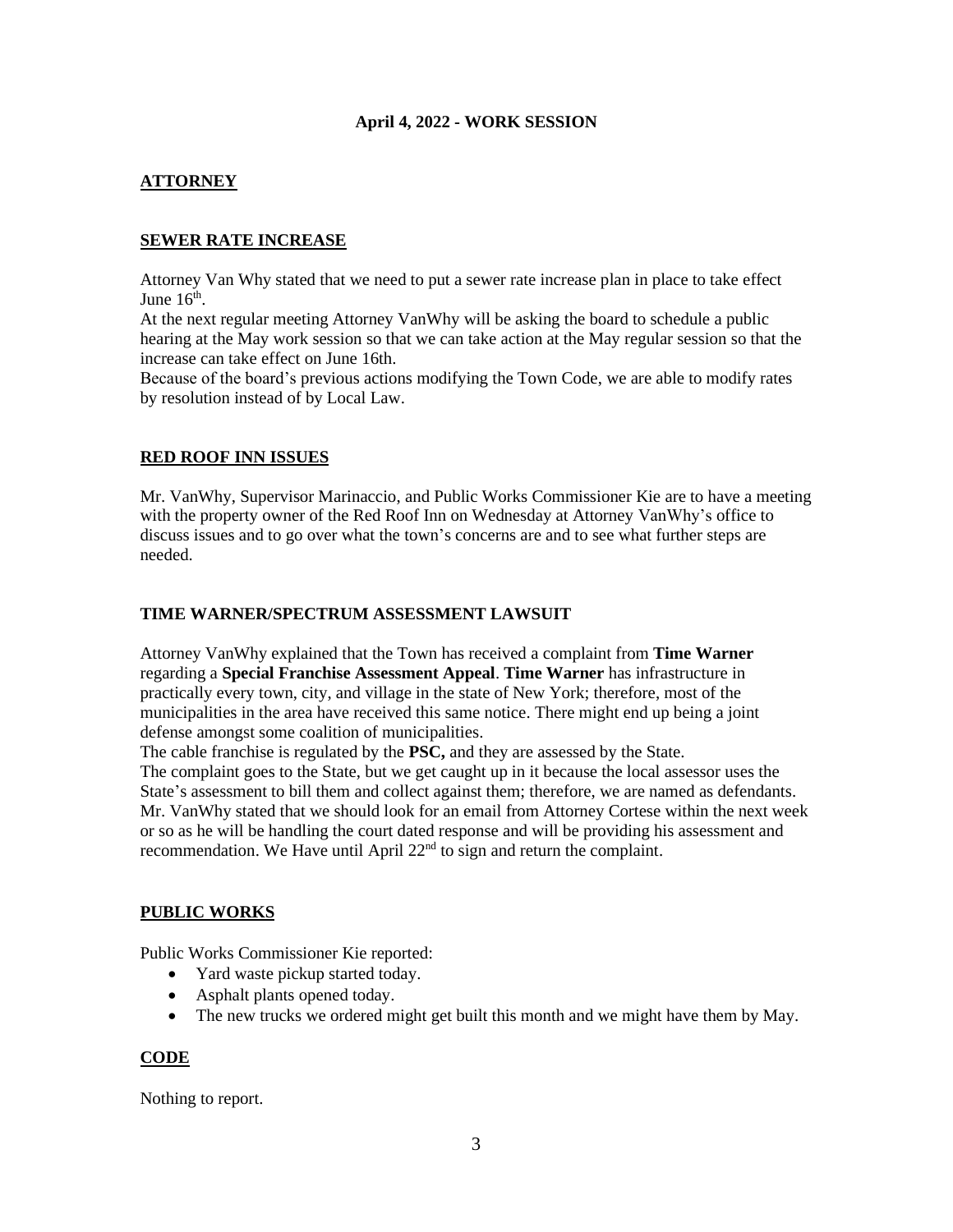**April 4, 2022 - WORK SESSION**

## ATTORNEY

### SEWER RATE INCREASE

Attorney Van Why stated that we need to put a sewer rate increase plan in place to take effect June 16th.

At the next regular meeting Attorney VanWhy will be asking the board to schedule a public hearing at the May work session so that we can take action at the May regular session so that the increase can take effect on June 16th.

Because of the board's previous actions modifying the Town Code, we are able to modify rates by resolution instead of by Local Law.

### RED ROOF INN ISSUES

Mr. VanWhy, Supervisor Marinaccio, and Public Works Commissioner Kie are to have a meeting with the property owner of the Red Roof Inn on Wednesday at Attorney VanWhy's office to discuss issues and to go over what the town's concerns are and to see what further steps are needed.

### TIME WARNER/SPECTRUM ASSESSMENT LAWSUIT

Attorney VanWhy explained that the Town has received a complaint from **Time Warner** regarding a **Special Franchise Assessment Appeal**. **Time Warner** has infrastructure in practically every town, city, and village in the state of New York; therefore, most of the municipalities in the area have received this same notice. There might end up being a joint defense amongst some coalition of municipalities.

The cable franchise is regulated by the **PSC,** and they are assessed by the State.

The complaint goes to the State, but we get caught up in it because the local assessor uses the State's assessment to bill them and collect against them; therefore, we are named as defendants.

Mr. VanWhy stated that we should look for an email from Attorney Cortese within the next week or so as he will be handling the court dated response and will be providing his assessment and recommendation. We Have until April 22nd to sign and return the complaint.

## PUBLIC WORKS

Public Works Commissioner Kie reported:

- Yard waste pickup started today.
- Asphalt plants opened today.
- The new trucks we ordered might get built this month and we might have them by May.

## CODE

Nothing to report.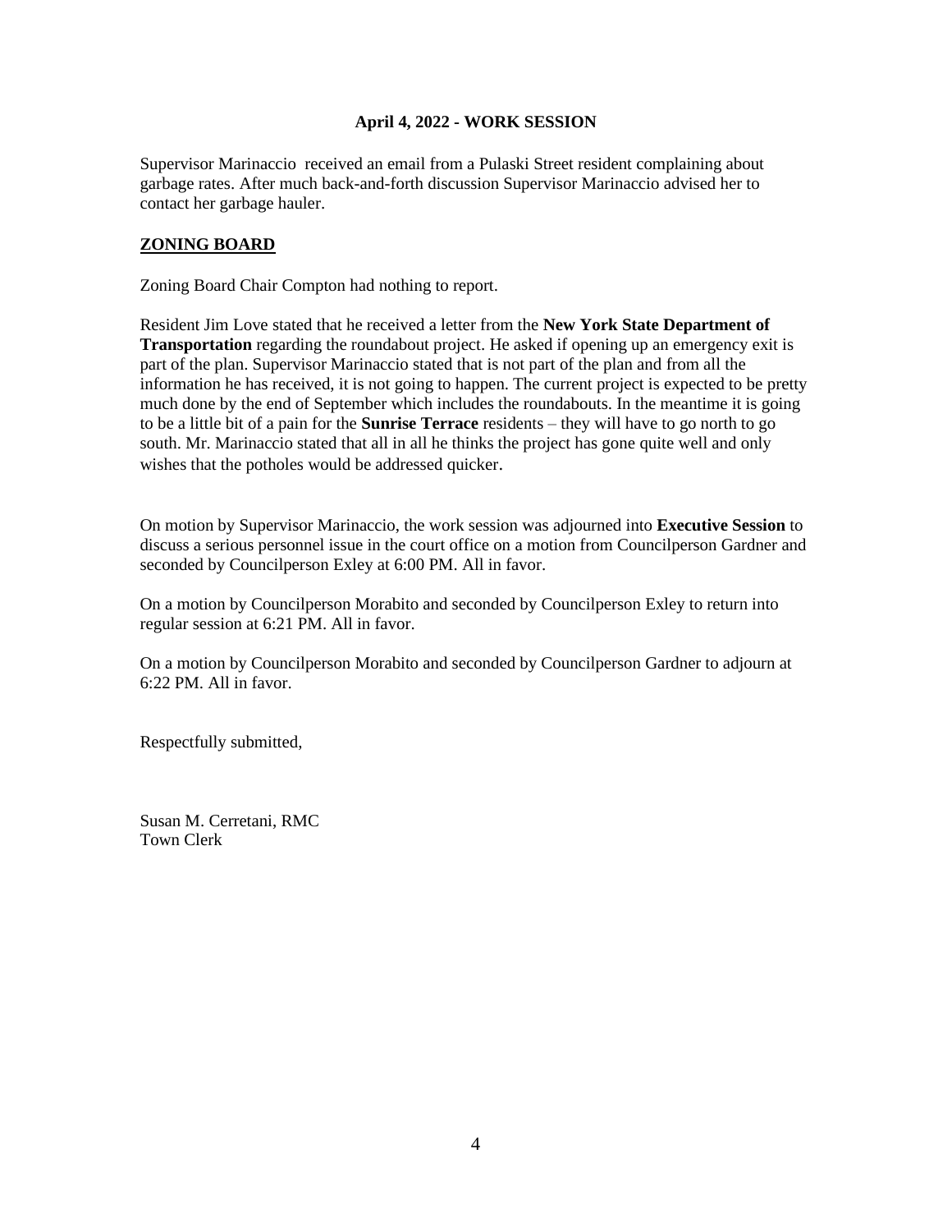**April 4, 2022 - WORK SESSION**

Supervisor Marinaccio received an email from a Pulaski Street resident complaining about garbage rates. After much back-and-forth discussion Supervisor Marinaccio advised her to contact her garbage hauler.

## ZONING BOARD

Zoning Board Chair Compton had nothing to report.

Resident Jim Love stated that he received a letter from the **New York State Department of Transportation** regarding the roundabout project. He asked if opening up an emergency exit is part of the plan. Supervisor Marinaccio stated that is not part of the plan and from all the information he has received, it is not going to happen. The current project is expected to be pretty much done by the end of September which includes the roundabouts. In the meantime it is going to be a little bit of a pain for the **Sunrise Terrace** residents – they will have to go north to go south. Mr. Marinaccio stated that all in all he thinks the project has gone quite well and only wishes that the potholes would be addressed quicker.

On motion by Supervisor Marinaccio, the work session was adjourned into **Executive Session** to discuss a serious personnel issue in the court office on a motion from Councilperson Gardner and seconded by Councilperson Exley at 6:00 PM. All in favor.

On a motion by Councilperson Morabito and seconded by Councilperson Exley to return into regular session at 6:21 PM. All in favor.

On a motion by Councilperson Morabito and seconded by Councilperson Gardner to adjourn at 6:22 PM. All in favor.

Respectfully submitted,

Susan M. Cerretani, RMC
Town Clerk